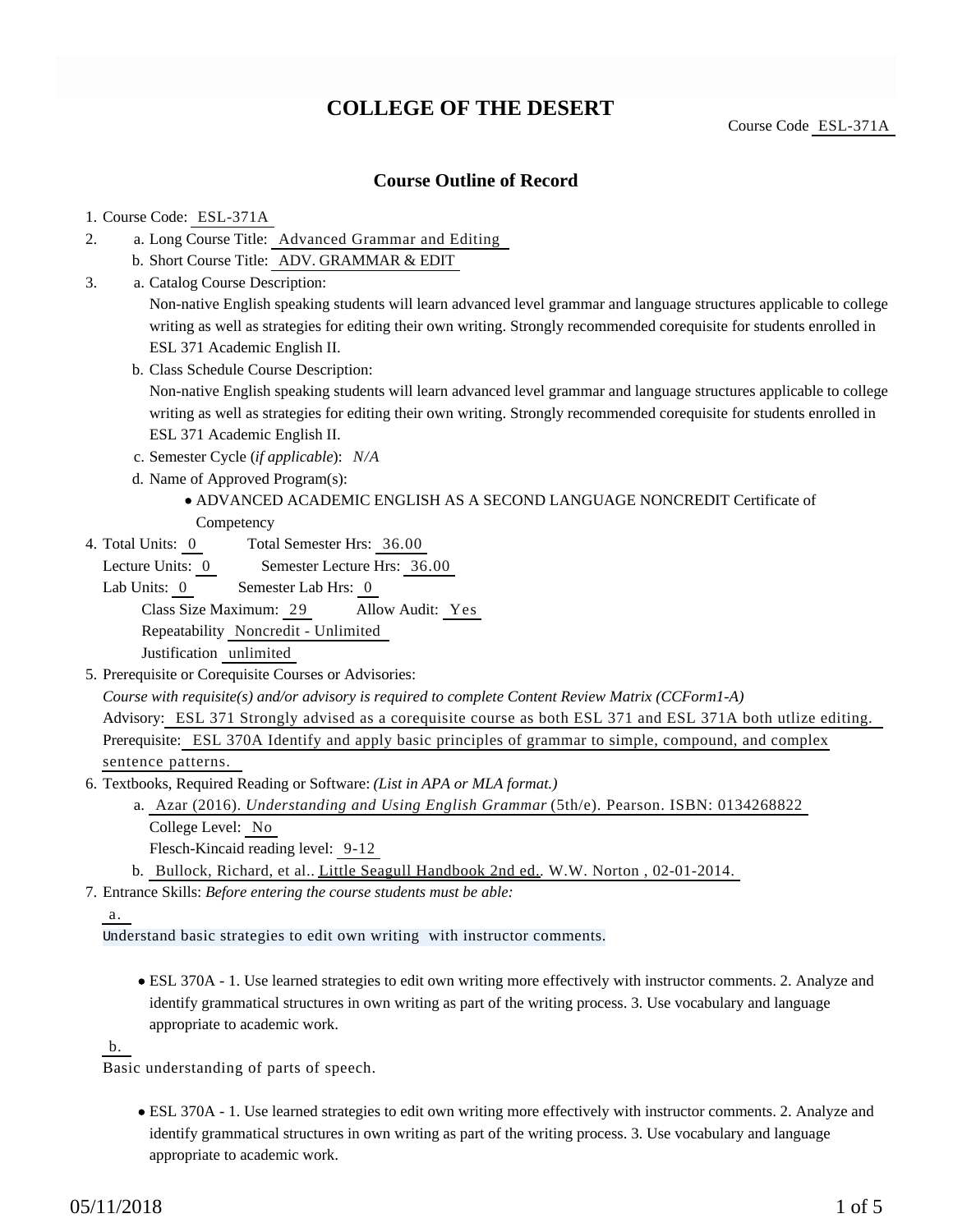# COLLEGE OF THE DESERT

Course Code ESL-371A

## Course Outline of Record

1. Course Code: ESL-371A
2. a. Long Course Title: Advanced Grammar and Editing
   b. Short Course Title: ADV. GRAMMAR & EDIT
3. a. Catalog Course Description:
   Non-native English speaking students will learn advanced level grammar and language structures applicable to college writing as well as strategies for editing their own writing. Strongly recommended corequisite for students enrolled in ESL 371 Academic English II.
   b. Class Schedule Course Description:
   Non-native English speaking students will learn advanced level grammar and language structures applicable to college writing as well as strategies for editing their own writing. Strongly recommended corequisite for students enrolled in ESL 371 Academic English II.
   c. Semester Cycle (*if applicable*): *N/A*
   d. Name of Approved Program(s):
      - ADVANCED ACADEMIC ENGLISH AS A SECOND LANGUAGE NONCREDIT Certificate of Competency
4. Total Units: 0 Total Semester Hrs: 36.00
   Lecture Units: 0 Semester Lecture Hrs: 36.00
   Lab Units: 0 Semester Lab Hrs: 0
   Class Size Maximum: 29 Allow Audit: Yes
   Repeatability Noncredit - Unlimited
   Justification unlimited
5. Prerequisite or Corequisite Courses or Advisories:
   *Course with requisite(s) and/or advisory is required to complete Content Review Matrix (CCForm1-A)*
   Advisory: ESL 371 Strongly advised as a corequisite course as both ESL 371 and ESL 371A both utlize editing.
   Prerequisite: ESL 370A Identify and apply basic principles of grammar to simple, compound, and complex sentence patterns.
6. Textbooks, Required Reading or Software: *(List in APA or MLA format.)*
   a. Azar (2016). *Understanding and Using English Grammar* (5th/e). Pearson. ISBN: 0134268822
      College Level: No
      Flesch-Kincaid reading level: 9-12
   b. Bullock, Richard, et al.. Little Seagull Handbook 2nd ed.. W.W. Norton , 02-01-2014.
7. Entrance Skills: *Before entering the course students must be able:*

   a.
   Understand basic strategies to edit own writing with instructor comments.

   - ESL 370A - 1. Use learned strategies to edit own writing more effectively with instructor comments. 2. Analyze and identify grammatical structures in own writing as part of the writing process. 3. Use vocabulary and language appropriate to academic work.

   b.
   Basic understanding of parts of speech.

   - ESL 370A - 1. Use learned strategies to edit own writing more effectively with instructor comments. 2. Analyze and identify grammatical structures in own writing as part of the writing process. 3. Use vocabulary and language appropriate to academic work.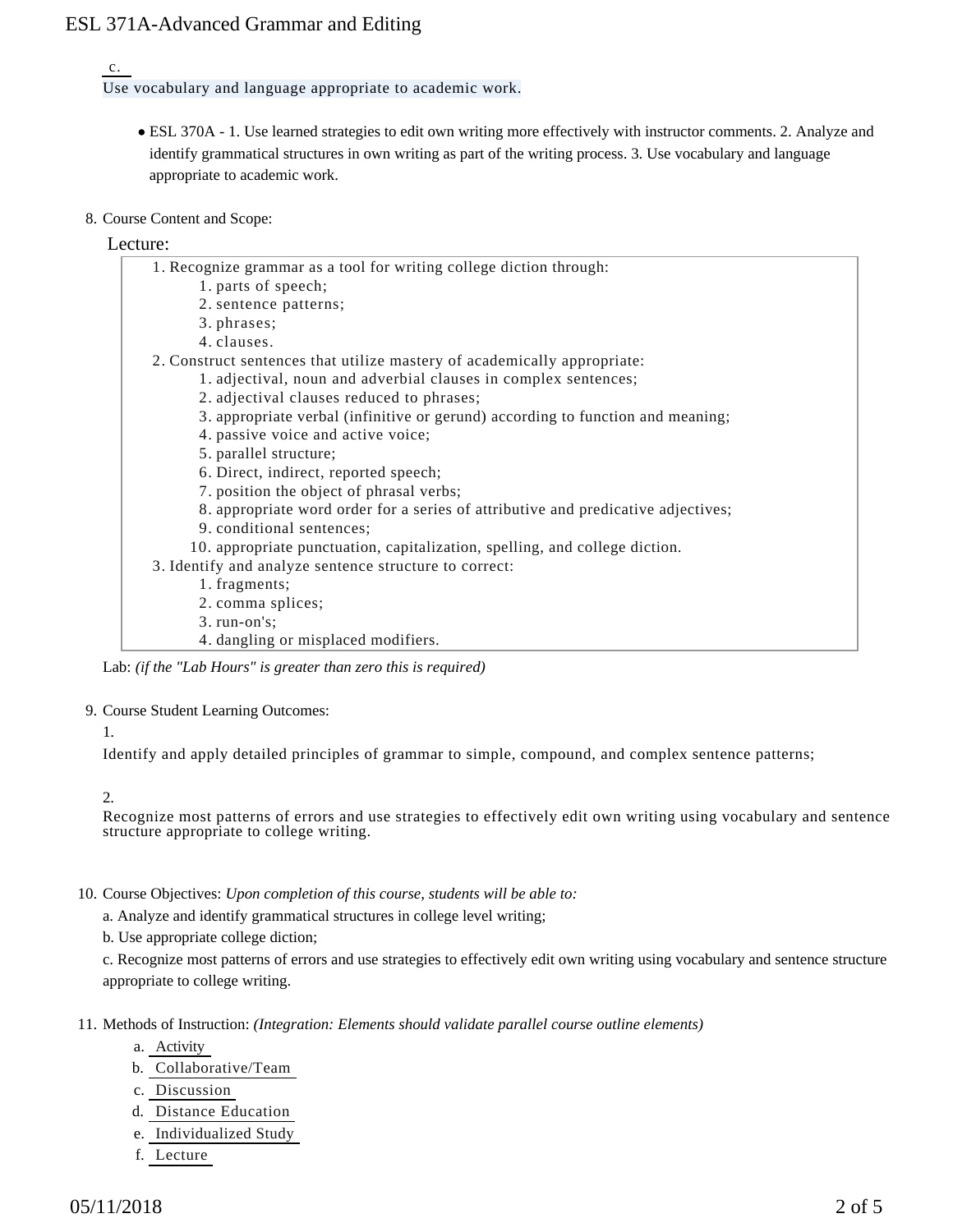c. Use vocabulary and language appropriate to academic work.

- ESL 370A - 1. Use learned strategies to edit own writing more effectively with instructor comments. 2. Analyze and identify grammatical structures in own writing as part of the writing process. 3. Use vocabulary and language appropriate to academic work.

8. Course Content and Scope:

Lecture:

1. Recognize grammar as a tool for writing college diction through:
   1. parts of speech;
   2. sentence patterns;
   3. phrases;
   4. clauses.
2. Construct sentences that utilize mastery of academically appropriate:
   1. adjectival, noun and adverbial clauses in complex sentences;
   2. adjectival clauses reduced to phrases;
   3. appropriate verbal (infinitive or gerund) according to function and meaning;
   4. passive voice and active voice;
   5. parallel structure;
   6. Direct, indirect, reported speech;
   7. position the object of phrasal verbs;
   8. appropriate word order for a series of attributive and predicative adjectives;
   9. conditional sentences;
   10. appropriate punctuation, capitalization, spelling, and college diction.
3. Identify and analyze sentence structure to correct:
   1. fragments;
   2. comma splices;
   3. run-on's;
   4. dangling or misplaced modifiers.

Lab: *(if the "Lab Hours" is greater than zero this is required)*

9. Course Student Learning Outcomes:

1. Identify and apply detailed principles of grammar to simple, compound, and complex sentence patterns;

2. Recognize most patterns of errors and use strategies to effectively edit own writing using vocabulary and sentence structure appropriate to college writing.

10. Course Objectives: *Upon completion of this course, students will be able to:*

a. Analyze and identify grammatical structures in college level writing;

b. Use appropriate college diction;

c. Recognize most patterns of errors and use strategies to effectively edit own writing using vocabulary and sentence structure appropriate to college writing.

11. Methods of Instruction: *(Integration: Elements should validate parallel course outline elements)*

a. Activity
b. Collaborative/Team
c. Discussion
d. Distance Education
e. Individualized Study
f. Lecture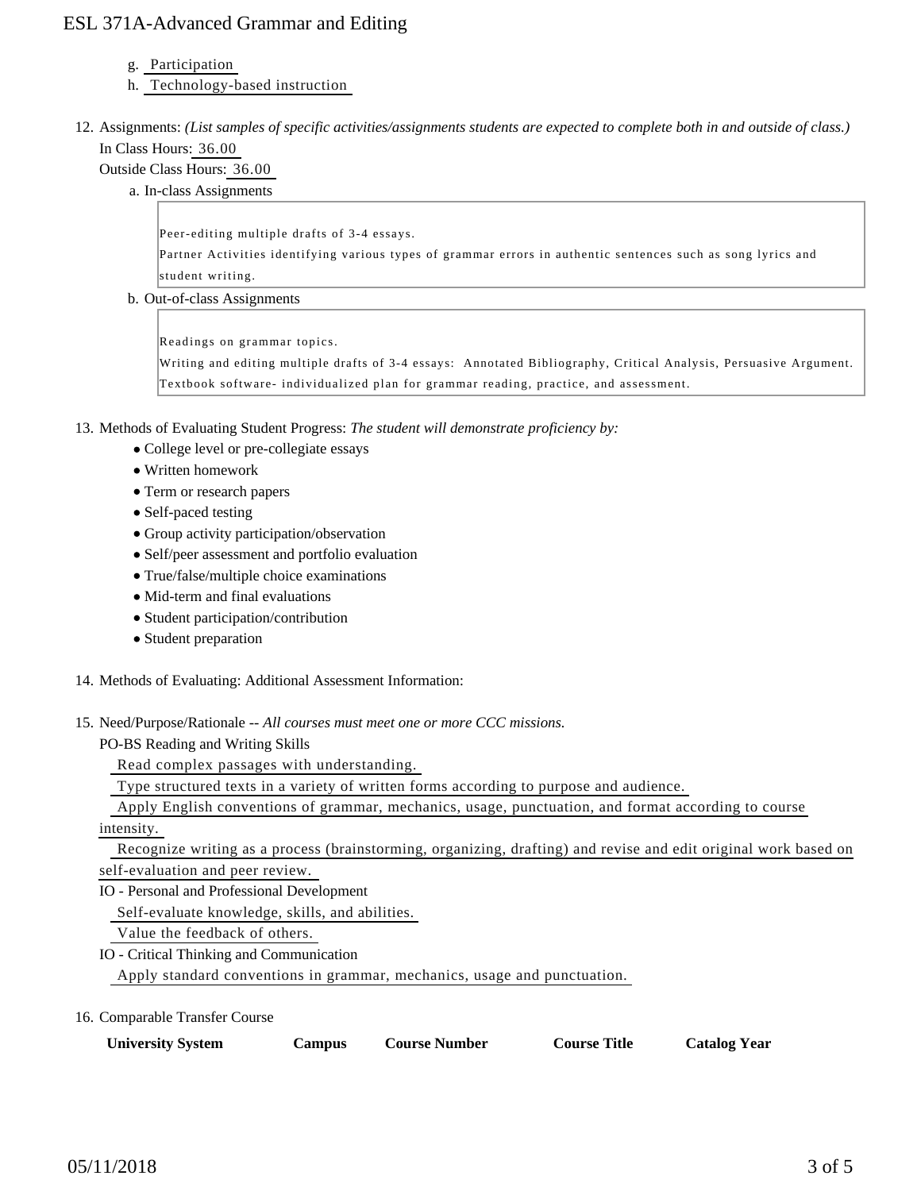g. Participation
h. Technology-based instruction

12. Assignments: *(List samples of specific activities/assignments students are expected to complete both in and outside of class.)*
    In Class Hours: 36.00
    Outside Class Hours: 36.00
    a. In-class Assignments

       Peer-editing multiple drafts of 3-4 essays.
       Partner Activities identifying various types of grammar errors in authentic sentences such as song lyrics and student writing.

    b. Out-of-class Assignments

       Readings on grammar topics.
       Writing and editing multiple drafts of 3-4 essays: Annotated Bibliography, Critical Analysis, Persuasive Argument.
       Textbook software- individualized plan for grammar reading, practice, and assessment.

13. Methods of Evaluating Student Progress: *The student will demonstrate proficiency by:*
    - College level or pre-collegiate essays
    - Written homework
    - Term or research papers
    - Self-paced testing
    - Group activity participation/observation
    - Self/peer assessment and portfolio evaluation
    - True/false/multiple choice examinations
    - Mid-term and final evaluations
    - Student participation/contribution
    - Student preparation

14. Methods of Evaluating: Additional Assessment Information:

15. Need/Purpose/Rationale -- *All courses must meet one or more CCC missions.*
    PO-BS Reading and Writing Skills
    Read complex passages with understanding.
    Type structured texts in a variety of written forms according to purpose and audience.
    Apply English conventions of grammar, mechanics, usage, punctuation, and format according to course intensity.
    Recognize writing as a process (brainstorming, organizing, drafting) and revise and edit original work based on self-evaluation and peer review.
    IO - Personal and Professional Development
    Self-evaluate knowledge, skills, and abilities.
    Value the feedback of others.
    IO - Critical Thinking and Communication
    Apply standard conventions in grammar, mechanics, usage and punctuation.

16. Comparable Transfer Course

| University System | Campus | Course Number | Course Title | Catalog Year |
| --- | --- | --- | --- | --- |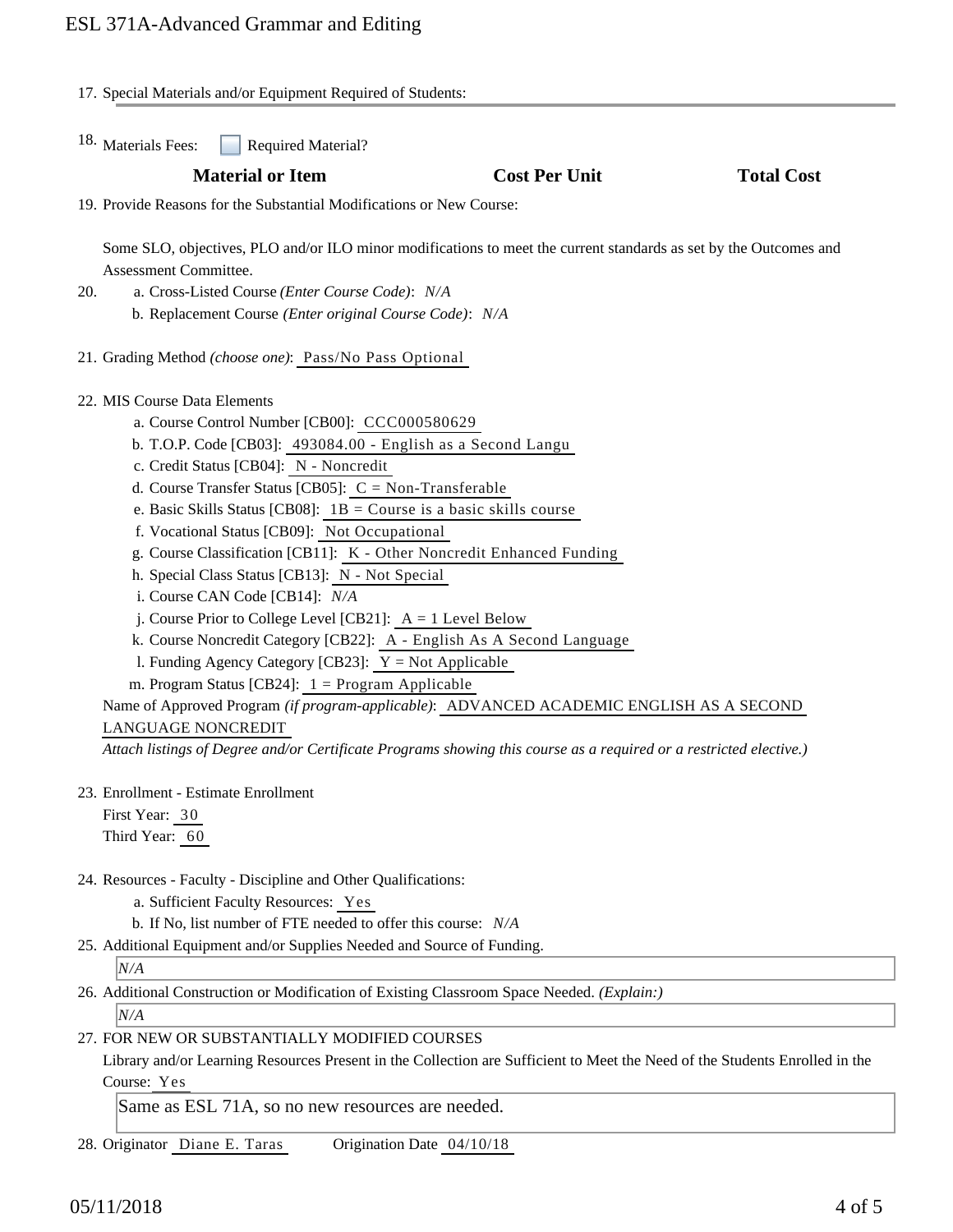17. Special Materials and/or Equipment Required of Students:

18. Materials Fees: ☐ Required Material?

| Material or Item | Cost Per Unit | Total Cost |
|---|---|---|

19. Provide Reasons for the Substantial Modifications or New Course:

Some SLO, objectives, PLO and/or ILO minor modifications to meet the current standards as set by the Outcomes and Assessment Committee.

20. a. Cross-Listed Course *(Enter Course Code)*: *N/A*
    b. Replacement Course *(Enter original Course Code)*: *N/A*

21. Grading Method *(choose one)*: Pass/No Pass Optional

22. MIS Course Data Elements
    a. Course Control Number [CB00]: CCC000580629
    b. T.O.P. Code [CB03]: 493084.00 - English as a Second Langu
    c. Credit Status [CB04]: N - Noncredit
    d. Course Transfer Status [CB05]: C = Non-Transferable
    e. Basic Skills Status [CB08]: 1B = Course is a basic skills course
    f. Vocational Status [CB09]: Not Occupational
    g. Course Classification [CB11]: K - Other Noncredit Enhanced Funding
    h. Special Class Status [CB13]: N - Not Special
    i. Course CAN Code [CB14]: *N/A*
    j. Course Prior to College Level [CB21]: A = 1 Level Below
    k. Course Noncredit Category [CB22]: A - English As A Second Language
    l. Funding Agency Category [CB23]: Y = Not Applicable
    m. Program Status [CB24]: 1 = Program Applicable

    Name of Approved Program *(if program-applicable)*: ADVANCED ACADEMIC ENGLISH AS A SECOND LANGUAGE NONCREDIT

    *Attach listings of Degree and/or Certificate Programs showing this course as a required or a restricted elective.)*

23. Enrollment - Estimate Enrollment
    First Year: 30
    Third Year: 60

24. Resources - Faculty - Discipline and Other Qualifications:
    a. Sufficient Faculty Resources: Yes
    b. If No, list number of FTE needed to offer this course: *N/A*

25. Additional Equipment and/or Supplies Needed and Source of Funding.

    *N/A*

26. Additional Construction or Modification of Existing Classroom Space Needed. *(Explain:)*

    *N/A*

27. FOR NEW OR SUBSTANTIALLY MODIFIED COURSES
    Library and/or Learning Resources Present in the Collection are Sufficient to Meet the Need of the Students Enrolled in the Course: Yes

    Same as ESL 71A, so no new resources are needed.

28. Originator Diane E. Taras    Origination Date 04/10/18